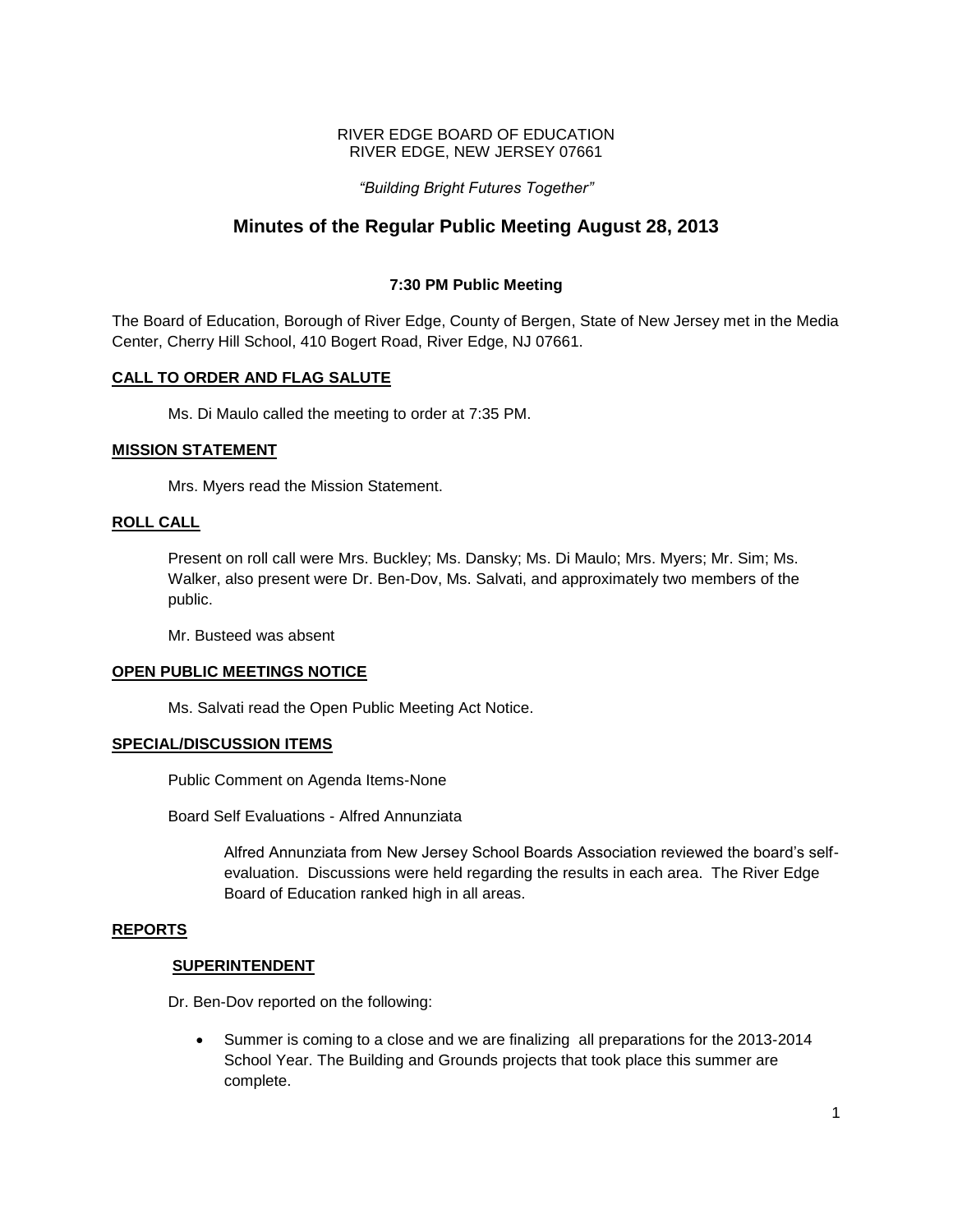RIVER EDGE BOARD OF EDUCATION
RIVER EDGE, NEW JERSEY 07661

*"Building Bright Futures Together"*

# Minutes of the Regular Public Meeting August 28, 2013

### 7:30 PM Public Meeting

The Board of Education, Borough of River Edge, County of Bergen, State of New Jersey met in the Media Center, Cherry Hill School, 410 Bogert Road, River Edge, NJ 07661.

## CALL TO ORDER AND FLAG SALUTE

Ms. Di Maulo called the meeting to order at 7:35 PM.

## MISSION STATEMENT

Mrs. Myers read the Mission Statement.

## ROLL CALL

Present on roll call were Mrs. Buckley; Ms. Dansky; Ms. Di Maulo; Mrs. Myers; Mr. Sim; Ms. Walker, also present were Dr. Ben-Dov, Ms. Salvati, and approximately two members of the public.

Mr. Busteed was absent

## OPEN PUBLIC MEETINGS NOTICE

Ms. Salvati read the Open Public Meeting Act Notice.

## SPECIAL/DISCUSSION ITEMS

Public Comment on Agenda Items-None

Board Self Evaluations - Alfred Annunziata

Alfred Annunziata from New Jersey School Boards Association reviewed the board's self-evaluation. Discussions were held regarding the results in each area. The River Edge Board of Education ranked high in all areas.

## REPORTS

### SUPERINTENDENT

Dr. Ben-Dov reported on the following:

- Summer is coming to a close and we are finalizing all preparations for the 2013-2014 School Year. The Building and Grounds projects that took place this summer are complete.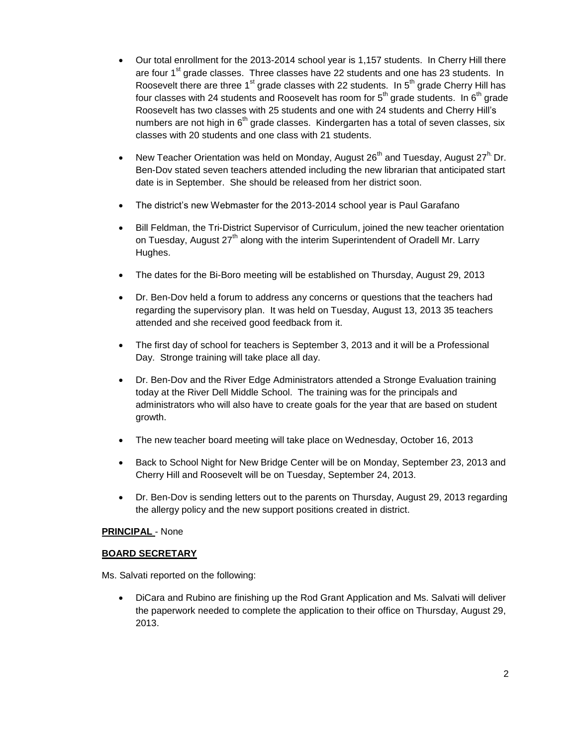- Our total enrollment for the 2013-2014 school year is 1,157 students. In Cherry Hill there are four 1st grade classes. Three classes have 22 students and one has 23 students. In Roosevelt there are three 1st grade classes with 22 students. In 5th grade Cherry Hill has four classes with 24 students and Roosevelt has room for 5th grade students. In 6th grade Roosevelt has two classes with 25 students and one with 24 students and Cherry Hill's numbers are not high in 6th grade classes. Kindergarten has a total of seven classes, six classes with 20 students and one class with 21 students.

- New Teacher Orientation was held on Monday, August 26th and Tuesday, August 27th. Dr. Ben-Dov stated seven teachers attended including the new librarian that anticipated start date is in September. She should be released from her district soon.

- The district's new Webmaster for the 2013-2014 school year is Paul Garafano

- Bill Feldman, the Tri-District Supervisor of Curriculum, joined the new teacher orientation on Tuesday, August 27th along with the interim Superintendent of Oradell Mr. Larry Hughes.

- The dates for the Bi-Boro meeting will be established on Thursday, August 29, 2013

- Dr. Ben-Dov held a forum to address any concerns or questions that the teachers had regarding the supervisory plan. It was held on Tuesday, August 13, 2013 35 teachers attended and she received good feedback from it.

- The first day of school for teachers is September 3, 2013 and it will be a Professional Day. Stronge training will take place all day.

- Dr. Ben-Dov and the River Edge Administrators attended a Stronge Evaluation training today at the River Dell Middle School. The training was for the principals and administrators who will also have to create goals for the year that are based on student growth.

- The new teacher board meeting will take place on Wednesday, October 16, 2013

- Back to School Night for New Bridge Center will be on Monday, September 23, 2013 and Cherry Hill and Roosevelt will be on Tuesday, September 24, 2013.

- Dr. Ben-Dov is sending letters out to the parents on Thursday, August 29, 2013 regarding the allergy policy and the new support positions created in district.

**PRINCIPAL** - None

**BOARD SECRETARY**

Ms. Salvati reported on the following:

- DiCara and Rubino are finishing up the Rod Grant Application and Ms. Salvati will deliver the paperwork needed to complete the application to their office on Thursday, August 29, 2013.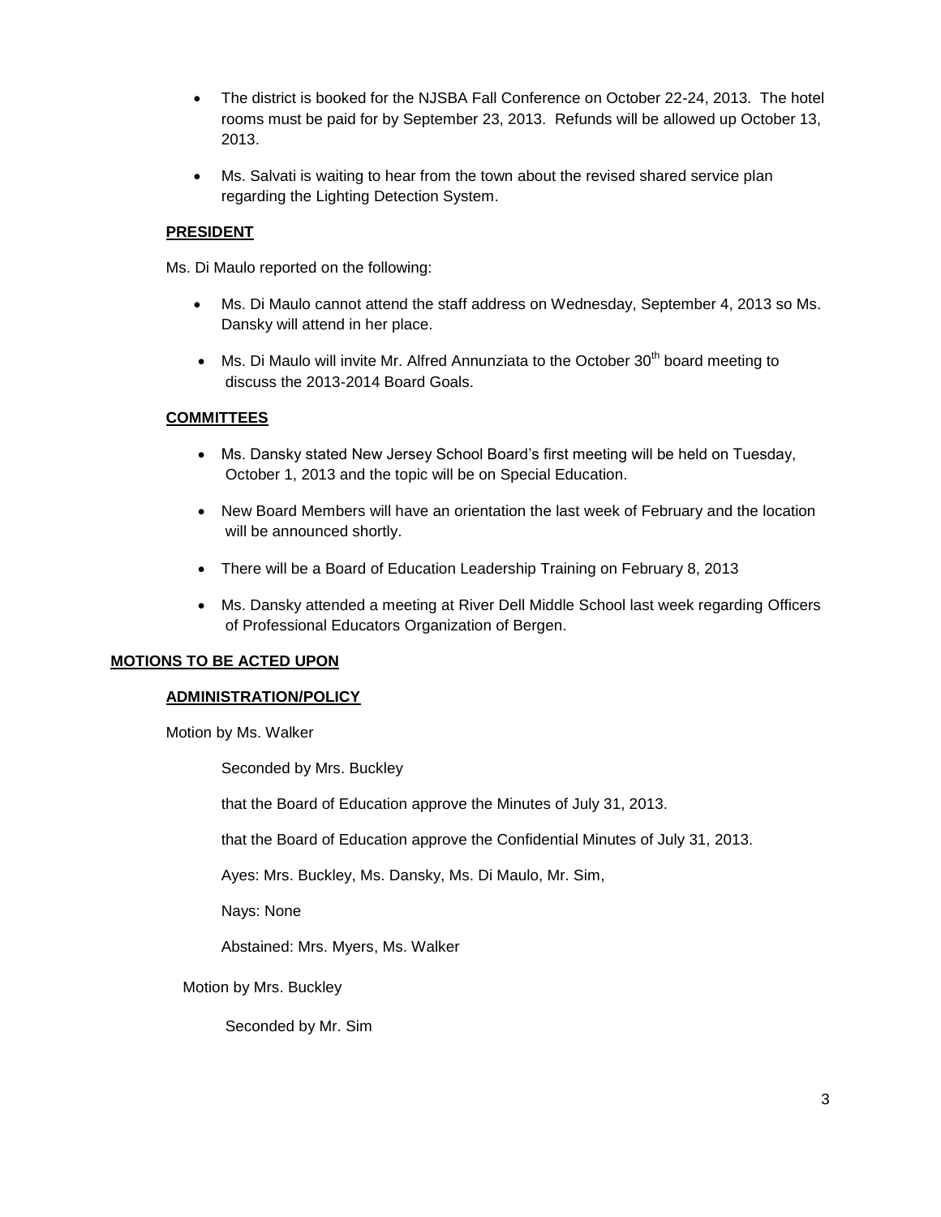- The district is booked for the NJSBA Fall Conference on October 22-24, 2013. The hotel rooms must be paid for by September 23, 2013. Refunds will be allowed up October 13, 2013.

- Ms. Salvati is waiting to hear from the town about the revised shared service plan regarding the Lighting Detection System.

**PRESIDENT**

Ms. Di Maulo reported on the following:

- Ms. Di Maulo cannot attend the staff address on Wednesday, September 4, 2013 so Ms. Dansky will attend in her place.

- Ms. Di Maulo will invite Mr. Alfred Annunziata to the October 30th board meeting to discuss the 2013-2014 Board Goals.

**COMMITTEES**

- Ms. Dansky stated New Jersey School Board's first meeting will be held on Tuesday, October 1, 2013 and the topic will be on Special Education.

- New Board Members will have an orientation the last week of February and the location will be announced shortly.

- There will be a Board of Education Leadership Training on February 8, 2013

- Ms. Dansky attended a meeting at River Dell Middle School last week regarding Officers of Professional Educators Organization of Bergen.

**MOTIONS TO BE ACTED UPON**

**ADMINISTRATION/POLICY**

Motion by Ms. Walker

Seconded by Mrs. Buckley

that the Board of Education approve the Minutes of July 31, 2013.

that the Board of Education approve the Confidential Minutes of July 31, 2013.

Ayes: Mrs. Buckley, Ms. Dansky, Ms. Di Maulo, Mr. Sim,

Nays: None

Abstained: Mrs. Myers, Ms. Walker

Motion by Mrs. Buckley

Seconded by Mr. Sim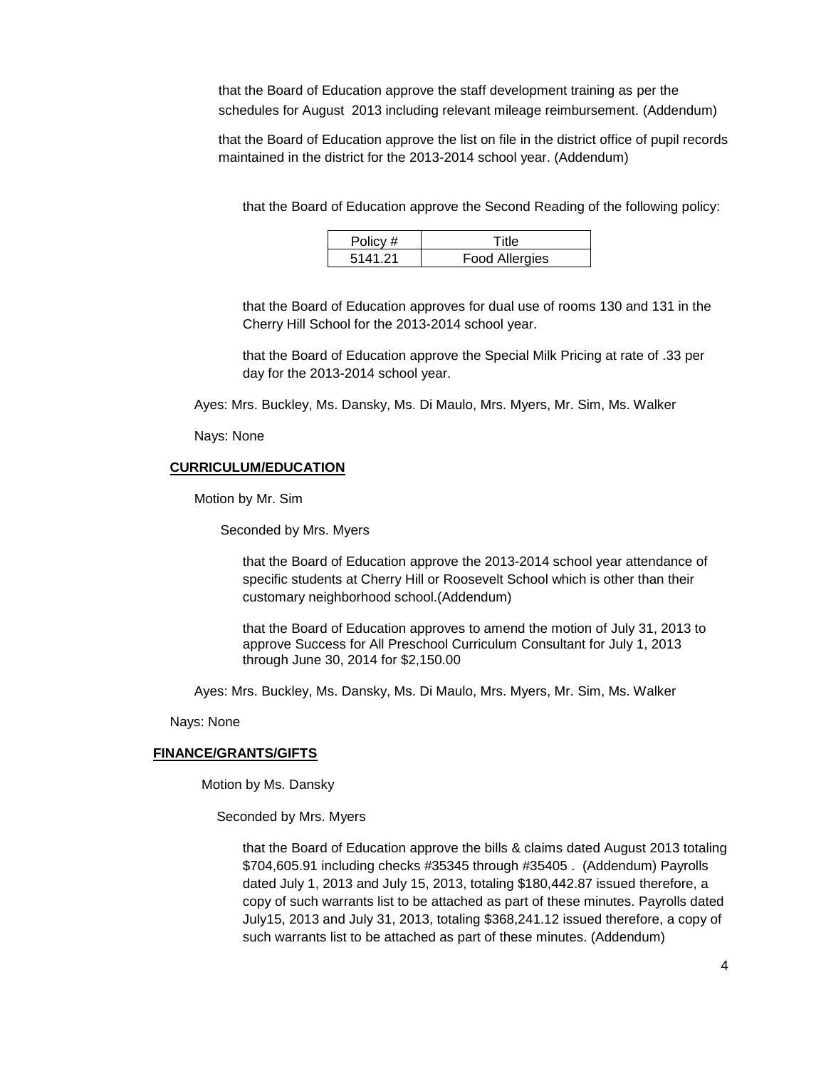that the Board of Education approve the staff development training as per the schedules for August 2013 including relevant mileage reimbursement. (Addendum)

that the Board of Education approve the list on file in the district office of pupil records maintained in the district for the 2013-2014 school year. (Addendum)

that the Board of Education approve the Second Reading of the following policy:

| Policy # | Title |
|---|---|
| 5141.21 | Food Allergies |

that the Board of Education approves for dual use of rooms 130 and 131 in the Cherry Hill School for the 2013-2014 school year.

that the Board of Education approve the Special Milk Pricing at rate of .33 per day for the 2013-2014 school year.

Ayes: Mrs. Buckley, Ms. Dansky, Ms. Di Maulo, Mrs. Myers, Mr. Sim, Ms. Walker

Nays: None

**CURRICULUM/EDUCATION**

Motion by Mr. Sim

Seconded by Mrs. Myers

that the Board of Education approve the 2013-2014 school year attendance of specific students at Cherry Hill or Roosevelt School which is other than their customary neighborhood school.(Addendum)

that the Board of Education approves to amend the motion of July 31, 2013 to approve Success for All Preschool Curriculum Consultant for July 1, 2013 through June 30, 2014 for $2,150.00

Ayes: Mrs. Buckley, Ms. Dansky, Ms. Di Maulo, Mrs. Myers, Mr. Sim, Ms. Walker

Nays: None

**FINANCE/GRANTS/GIFTS**

Motion by Ms. Dansky

Seconded by Mrs. Myers

that the Board of Education approve the bills & claims dated August 2013 totaling $704,605.91 including checks #35345 through #35405 . (Addendum) Payrolls dated July 1, 2013 and July 15, 2013, totaling $180,442.87 issued therefore, a copy of such warrants list to be attached as part of these minutes. Payrolls dated July15, 2013 and July 31, 2013, totaling $368,241.12 issued therefore, a copy of such warrants list to be attached as part of these minutes. (Addendum)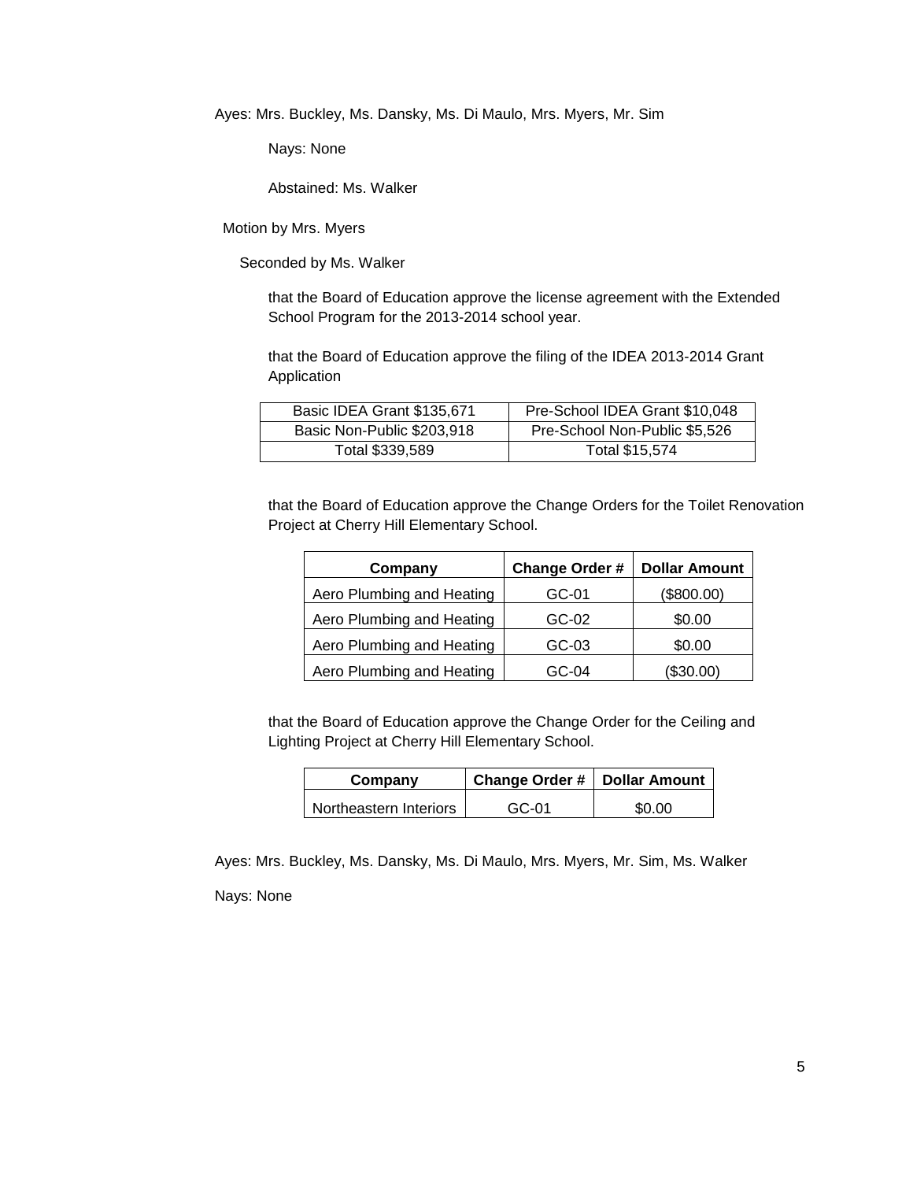Ayes: Mrs. Buckley, Ms. Dansky, Ms. Di Maulo, Mrs. Myers, Mr. Sim

Nays: None

Abstained: Ms. Walker

Motion by Mrs. Myers

Seconded by Ms. Walker

that the Board of Education approve the license agreement with the Extended School Program for the 2013-2014 school year.

that the Board of Education approve the filing of the IDEA 2013-2014 Grant Application

| Basic IDEA Grant $135,671 | Pre-School IDEA Grant $10,048 |
|---|---|
| Basic Non-Public $203,918 | Pre-School Non-Public $5,526 |
| Total $339,589 | Total $15,574 |

that the Board of Education approve the Change Orders for the Toilet Renovation Project at Cherry Hill Elementary School.

| Company | Change Order # | Dollar Amount |
|---|---|---|
| Aero Plumbing and Heating | GC-01 | ($800.00) |
| Aero Plumbing and Heating | GC-02 | $0.00 |
| Aero Plumbing and Heating | GC-03 | $0.00 |
| Aero Plumbing and Heating | GC-04 | ($30.00) |

that the Board of Education approve the Change Order for the Ceiling and Lighting Project at Cherry Hill Elementary School.

| Company | Change Order # | Dollar Amount |
|---|---|---|
| Northeastern Interiors | GC-01 | $0.00 |

Ayes: Mrs. Buckley, Ms. Dansky, Ms. Di Maulo, Mrs. Myers, Mr. Sim, Ms. Walker

Nays: None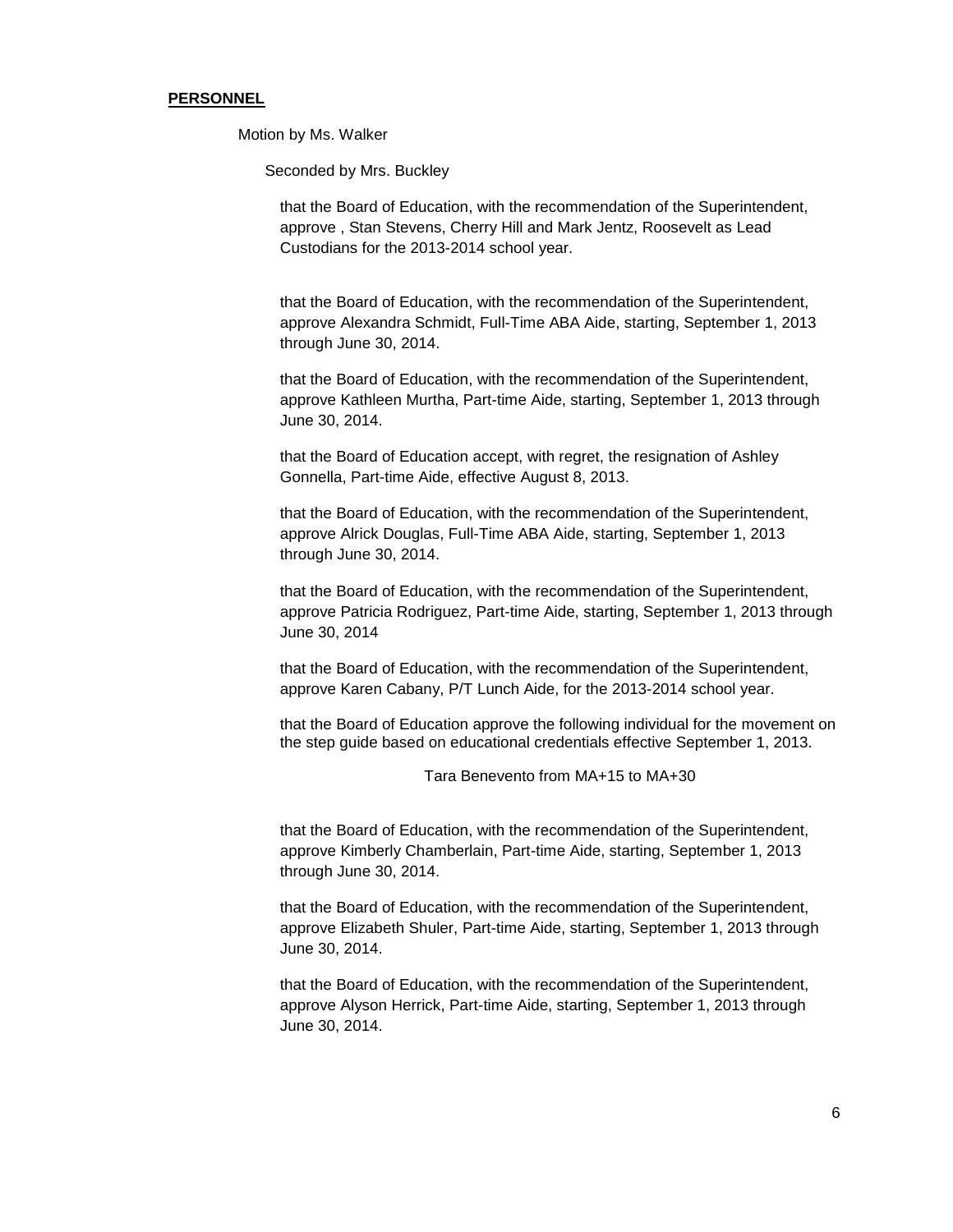**PERSONNEL**

Motion by Ms. Walker

Seconded by Mrs. Buckley

that the Board of Education, with the recommendation of the Superintendent, approve , Stan Stevens, Cherry Hill and Mark Jentz, Roosevelt as Lead Custodians for the 2013-2014 school year.

that the Board of Education, with the recommendation of the Superintendent, approve Alexandra Schmidt, Full-Time ABA Aide, starting, September 1, 2013 through June 30, 2014.

that the Board of Education, with the recommendation of the Superintendent, approve Kathleen Murtha, Part-time Aide, starting, September 1, 2013 through June 30, 2014.

that the Board of Education accept, with regret, the resignation of Ashley Gonnella, Part-time Aide, effective August 8, 2013.

that the Board of Education, with the recommendation of the Superintendent, approve Alrick Douglas, Full-Time ABA Aide, starting, September 1, 2013 through June 30, 2014.

that the Board of Education, with the recommendation of the Superintendent, approve Patricia Rodriguez, Part-time Aide, starting, September 1, 2013 through June 30, 2014

that the Board of Education, with the recommendation of the Superintendent, approve Karen Cabany, P/T Lunch Aide, for the 2013-2014 school year.

that the Board of Education approve the following individual for the movement on the step guide based on educational credentials effective September 1, 2013.

Tara Benevento from MA+15 to MA+30

that the Board of Education, with the recommendation of the Superintendent, approve Kimberly Chamberlain, Part-time Aide, starting, September 1, 2013 through June 30, 2014.

that the Board of Education, with the recommendation of the Superintendent, approve Elizabeth Shuler, Part-time Aide, starting, September 1, 2013 through June 30, 2014.

that the Board of Education, with the recommendation of the Superintendent, approve Alyson Herrick, Part-time Aide, starting, September 1, 2013 through June 30, 2014.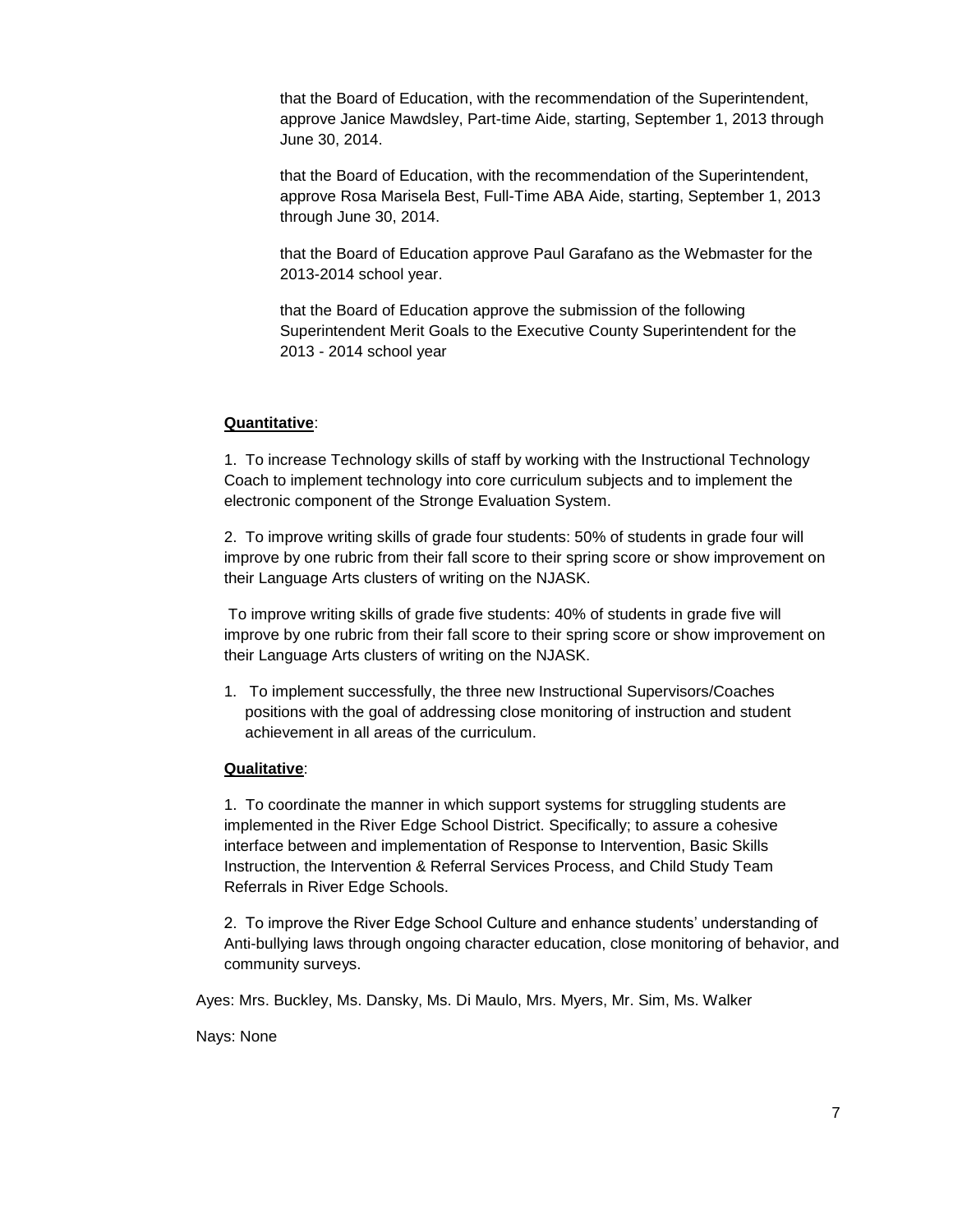that the Board of Education, with the recommendation of the Superintendent, approve Janice Mawdsley, Part-time Aide, starting, September 1, 2013 through June 30, 2014.

that the Board of Education, with the recommendation of the Superintendent, approve Rosa Marisela Best, Full-Time ABA Aide, starting, September 1, 2013 through June 30, 2014.

that the Board of Education approve Paul Garafano as the Webmaster for the 2013-2014 school year.

that the Board of Education approve the submission of the following Superintendent Merit Goals to the Executive County Superintendent for the 2013 - 2014 school year

**Quantitative**:

1. To increase Technology skills of staff by working with the Instructional Technology Coach to implement technology into core curriculum subjects and to implement the electronic component of the Stronge Evaluation System.

2. To improve writing skills of grade four students: 50% of students in grade four will improve by one rubric from their fall score to their spring score or show improvement on their Language Arts clusters of writing on the NJASK.

To improve writing skills of grade five students: 40% of students in grade five will improve by one rubric from their fall score to their spring score or show improvement on their Language Arts clusters of writing on the NJASK.

1. To implement successfully, the three new Instructional Supervisors/Coaches positions with the goal of addressing close monitoring of instruction and student achievement in all areas of the curriculum.

**Qualitative**:

1. To coordinate the manner in which support systems for struggling students are implemented in the River Edge School District. Specifically; to assure a cohesive interface between and implementation of Response to Intervention, Basic Skills Instruction, the Intervention & Referral Services Process, and Child Study Team Referrals in River Edge Schools.

2. To improve the River Edge School Culture and enhance students' understanding of Anti-bullying laws through ongoing character education, close monitoring of behavior, and community surveys.

Ayes: Mrs. Buckley, Ms. Dansky, Ms. Di Maulo, Mrs. Myers, Mr. Sim, Ms. Walker

Nays: None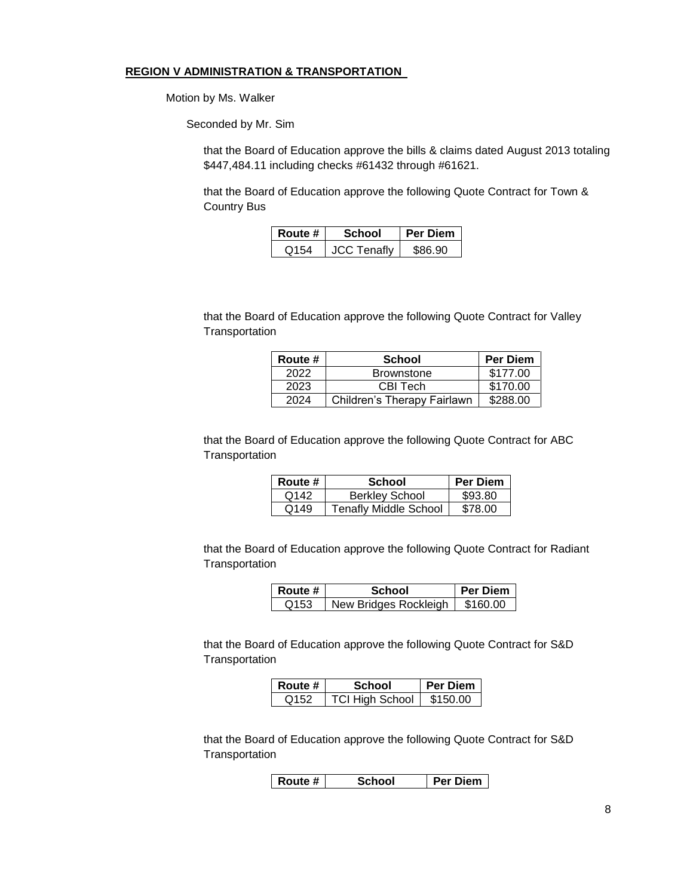**REGION V ADMINISTRATION & TRANSPORTATION**

Motion by Ms. Walker

Seconded by Mr. Sim

that the Board of Education approve the bills & claims dated August 2013 totaling $447,484.11 including checks #61432 through #61621.

that the Board of Education approve the following Quote Contract for Town & Country Bus

| Route # | School | Per Diem |
|---|---|---|
| Q154 | JCC Tenafly | $86.90 |

that the Board of Education approve the following Quote Contract for Valley Transportation

| Route # | School | Per Diem |
|---|---|---|
| 2022 | Brownstone | $177.00 |
| 2023 | CBI Tech | $170.00 |
| 2024 | Children's Therapy Fairlawn | $288.00 |

that the Board of Education approve the following Quote Contract for ABC Transportation

| Route # | School | Per Diem |
|---|---|---|
| Q142 | Berkley School | $93.80 |
| Q149 | Tenafly Middle School | $78.00 |

that the Board of Education approve the following Quote Contract for Radiant Transportation

| Route # | School | Per Diem |
|---|---|---|
| Q153 | New Bridges Rockleigh | $160.00 |

that the Board of Education approve the following Quote Contract for S&D Transportation

| Route # | School | Per Diem |
|---|---|---|
| Q152 | TCI High School | $150.00 |

that the Board of Education approve the following Quote Contract for S&D Transportation

| Route # | School | Per Diem |
|---|---|---|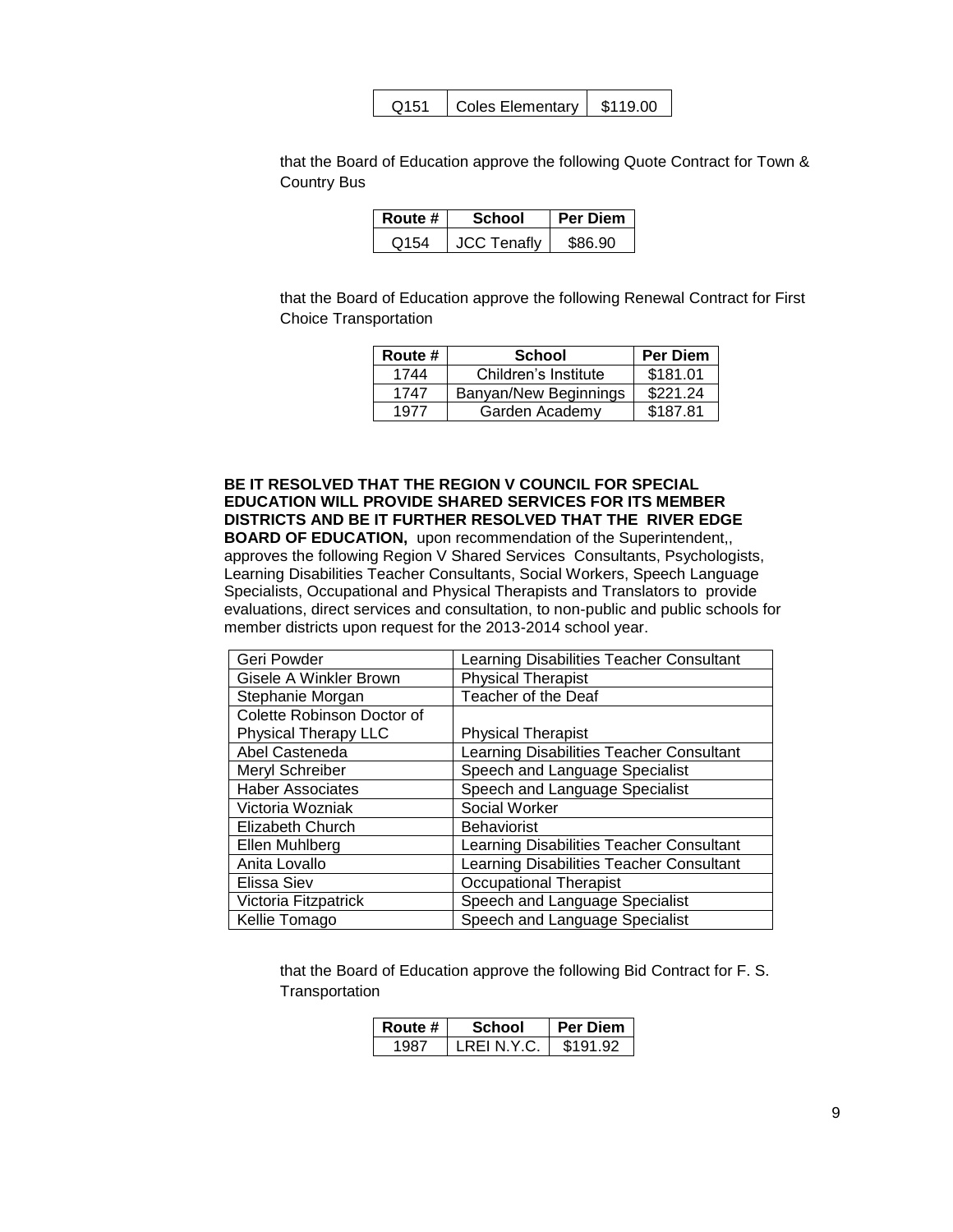| Q151 | Coles Elementary | $119.00 |
|---|---|---|

that the Board of Education approve the following Quote Contract for Town & Country Bus

| Route # | School | Per Diem |
|---|---|---|
| Q154 | JCC Tenafly | $86.90 |

that the Board of Education approve the following Renewal Contract for First Choice Transportation

| Route # | School | Per Diem |
|---|---|---|
| 1744 | Children's Institute | $181.01 |
| 1747 | Banyan/New Beginnings | $221.24 |
| 1977 | Garden Academy | $187.81 |

**BE IT RESOLVED THAT THE REGION V COUNCIL FOR SPECIAL EDUCATION WILL PROVIDE SHARED SERVICES FOR ITS MEMBER DISTRICTS AND BE IT FURTHER RESOLVED THAT THE RIVER EDGE BOARD OF EDUCATION,** upon recommendation of the Superintendent,, approves the following Region V Shared Services Consultants, Psychologists, Learning Disabilities Teacher Consultants, Social Workers, Speech Language Specialists, Occupational and Physical Therapists and Translators to provide evaluations, direct services and consultation, to non-public and public schools for member districts upon request for the 2013-2014 school year.

| | |
|---|---|
| Geri Powder | Learning Disabilities Teacher Consultant |
| Gisele A Winkler Brown | Physical Therapist |
| Stephanie Morgan | Teacher of the Deaf |
| Colette Robinson Doctor of Physical Therapy LLC | Physical Therapist |
| Abel Casteneda | Learning Disabilities Teacher Consultant |
| Meryl Schreiber | Speech and Language Specialist |
| Haber Associates | Speech and Language Specialist |
| Victoria Wozniak | Social Worker |
| Elizabeth Church | Behaviorist |
| Ellen Muhlberg | Learning Disabilities Teacher Consultant |
| Anita Lovallo | Learning Disabilities Teacher Consultant |
| Elissa Siev | Occupational Therapist |
| Victoria Fitzpatrick | Speech and Language Specialist |
| Kellie Tomago | Speech and Language Specialist |

that the Board of Education approve the following Bid Contract for F. S. Transportation

| Route # | School | Per Diem |
|---|---|---|
| 1987 | LREI N.Y.C. | $191.92 |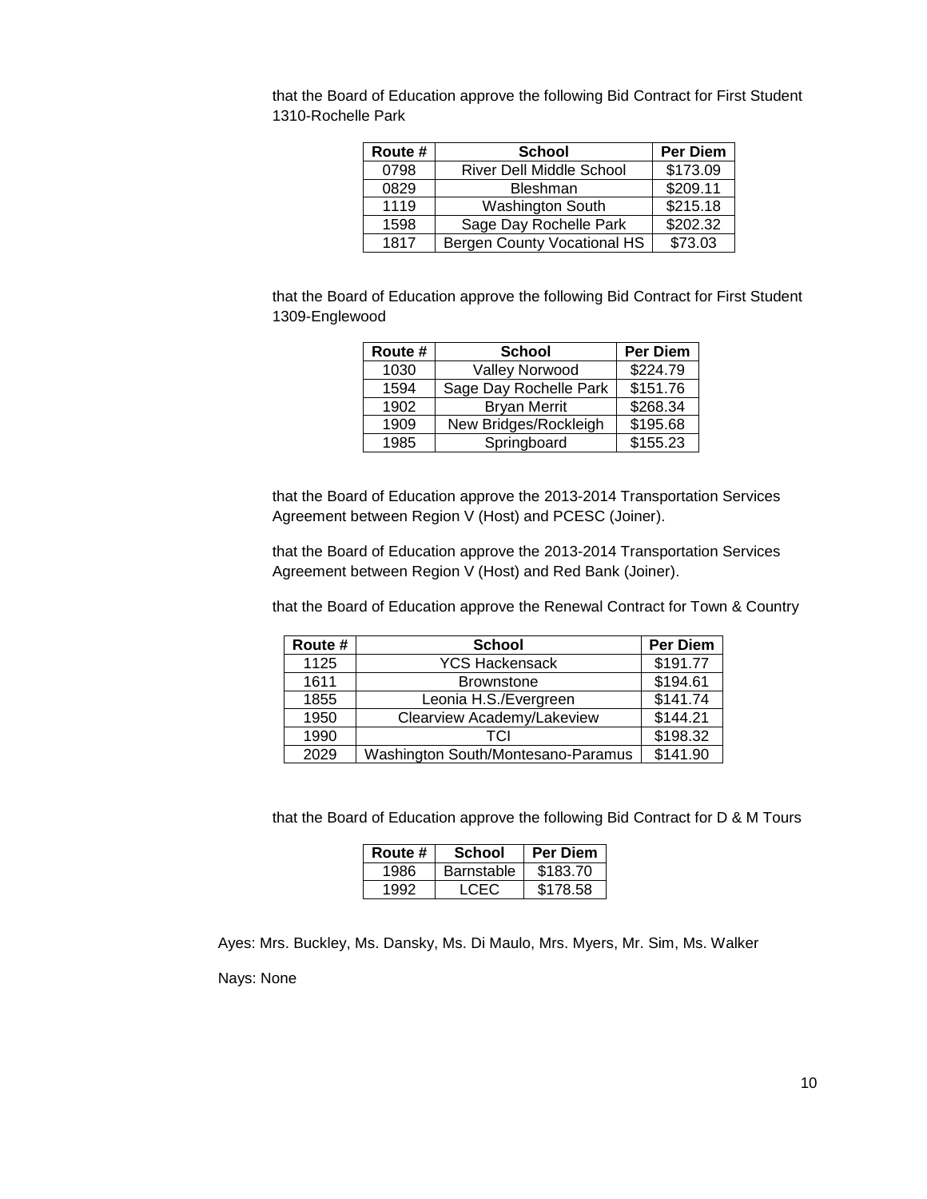that the Board of Education approve the following Bid Contract for First Student 1310-Rochelle Park

| Route # | School | Per Diem |
|---|---|---|
| 0798 | River Dell Middle School | $173.09 |
| 0829 | Bleshman | $209.11 |
| 1119 | Washington South | $215.18 |
| 1598 | Sage Day Rochelle Park | $202.32 |
| 1817 | Bergen County Vocational HS | $73.03 |

that the Board of Education approve the following Bid Contract for First Student 1309-Englewood

| Route # | School | Per Diem |
|---|---|---|
| 1030 | Valley Norwood | $224.79 |
| 1594 | Sage Day Rochelle Park | $151.76 |
| 1902 | Bryan Merrit | $268.34 |
| 1909 | New Bridges/Rockleigh | $195.68 |
| 1985 | Springboard | $155.23 |

that the Board of Education approve the 2013-2014 Transportation Services Agreement between Region V (Host) and PCESC (Joiner).

that the Board of Education approve the 2013-2014 Transportation Services Agreement between Region V (Host) and Red Bank (Joiner).

that the Board of Education approve the Renewal Contract for Town & Country

| Route # | School | Per Diem |
|---|---|---|
| 1125 | YCS Hackensack | $191.77 |
| 1611 | Brownstone | $194.61 |
| 1855 | Leonia H.S./Evergreen | $141.74 |
| 1950 | Clearview Academy/Lakeview | $144.21 |
| 1990 | TCI | $198.32 |
| 2029 | Washington South/Montesano-Paramus | $141.90 |

that the Board of Education approve the following Bid Contract for D & M Tours

| Route # | School | Per Diem |
|---|---|---|
| 1986 | Barnstable | $183.70 |
| 1992 | LCEC | $178.58 |

Ayes: Mrs. Buckley, Ms. Dansky, Ms. Di Maulo, Mrs. Myers, Mr. Sim, Ms. Walker

Nays: None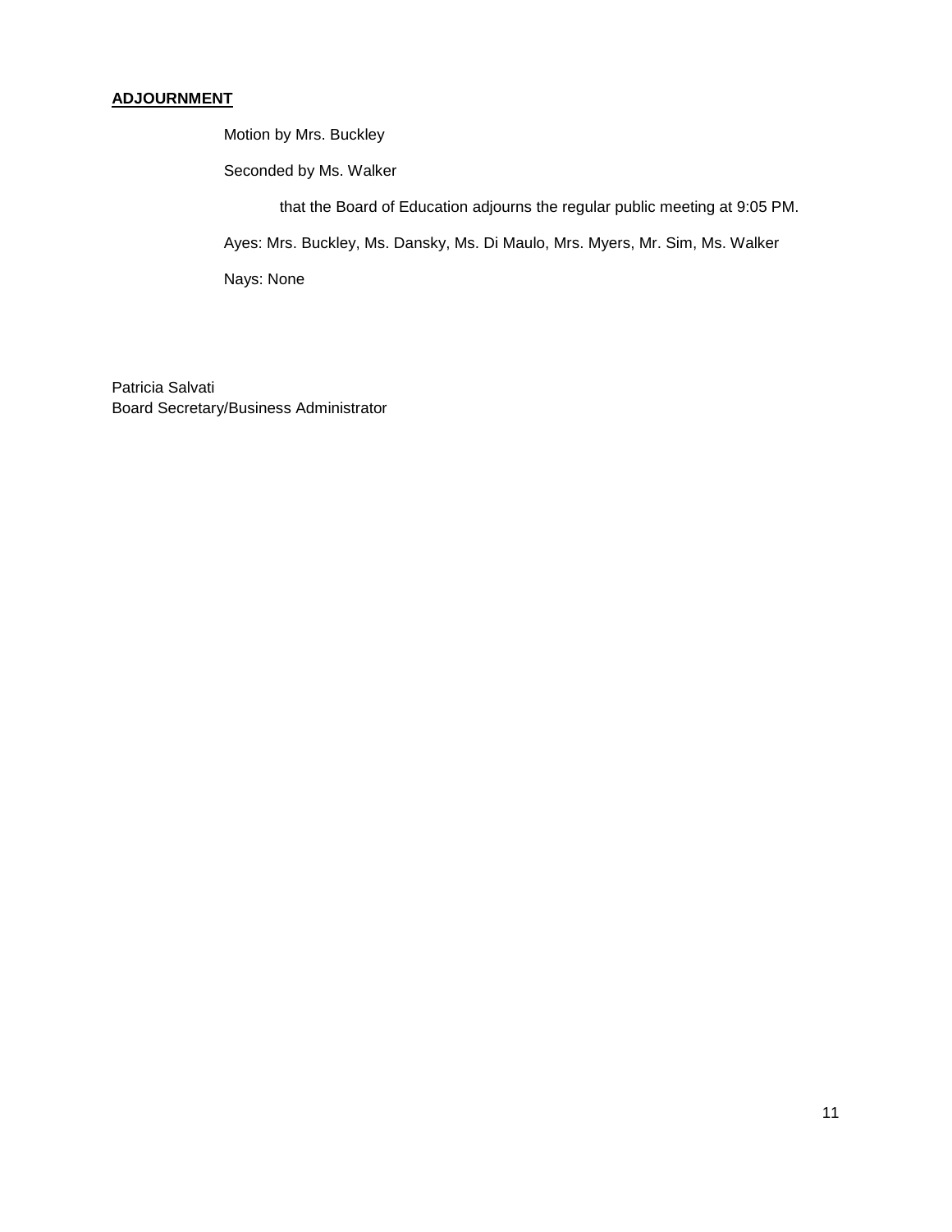**ADJOURNMENT**

Motion by Mrs. Buckley

Seconded by Ms. Walker

that the Board of Education adjourns the regular public meeting at 9:05 PM.

Ayes: Mrs. Buckley, Ms. Dansky, Ms. Di Maulo, Mrs. Myers, Mr. Sim, Ms. Walker

Nays: None

Patricia Salvati
Board Secretary/Business Administrator